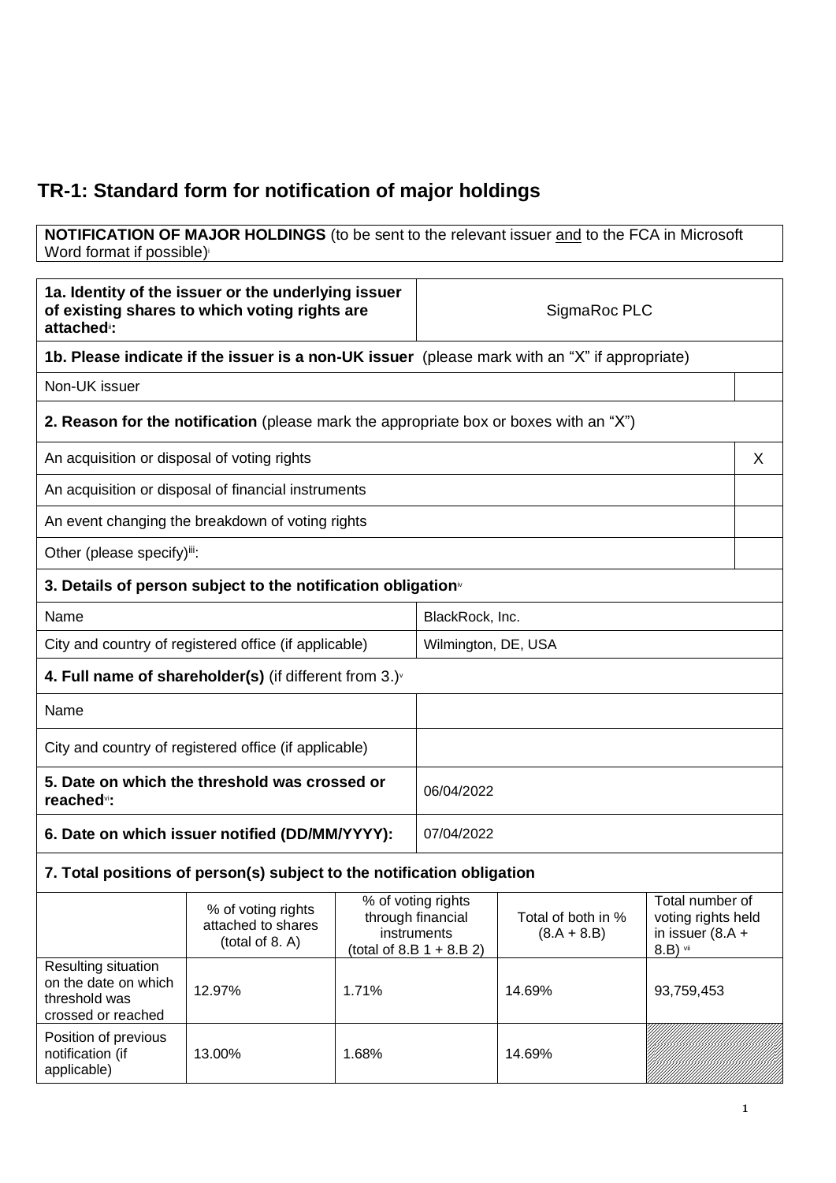# TR-1: Standard form for notification of major holdings

**NOTIFICATION OF MAJOR HOLDINGS** (to be sent to the relevant issuer and to the FCA in Microsoft Word format if possible)[i]

| | |
|---|---|
| **1a. Identity of the issuer or the underlying issuer of existing shares to which voting rights are attached**[ii]**:** | SigmaRoc PLC |

**1b. Please indicate if the issuer is a non-UK issuer** (please mark with an "X" if appropriate)

| | |
|---|---|
| Non-UK issuer | |

**2. Reason for the notification** (please mark the appropriate box or boxes with an "X")

| | |
|---|---|
| An acquisition or disposal of voting rights | X |
| An acquisition or disposal of financial instruments | |
| An event changing the breakdown of voting rights | |
| Other (please specify)[iii]: | |

**3. Details of person subject to the notification obligation**[iv]

| | |
|---|---|
| Name | BlackRock, Inc. |
| City and country of registered office (if applicable) | Wilmington, DE, USA |

**4. Full name of shareholder(s)** (if different from 3.)[v]

| | |
|---|---|
| Name | |
| City and country of registered office (if applicable) | |

| | |
|---|---|
| **5. Date on which the threshold was crossed or reached**[vi]**:** | 06/04/2022 |
| **6. Date on which issuer notified (DD/MM/YYYY):** | 07/04/2022 |

**7. Total positions of person(s) subject to the notification obligation**

| | % of voting rights attached to shares (total of 8. A) | % of voting rights through financial instruments (total of 8.B 1 + 8.B 2) | Total of both in % (8.A + 8.B) | Total number of voting rights held in issuer (8.A + 8.B) [vii] |
|---|---|---|---|---|
| Resulting situation on the date on which threshold was crossed or reached | 12.97% | 1.71% | 14.69% | 93,759,453 |
| Position of previous notification (if applicable) | 13.00% | 1.68% | 14.69% | |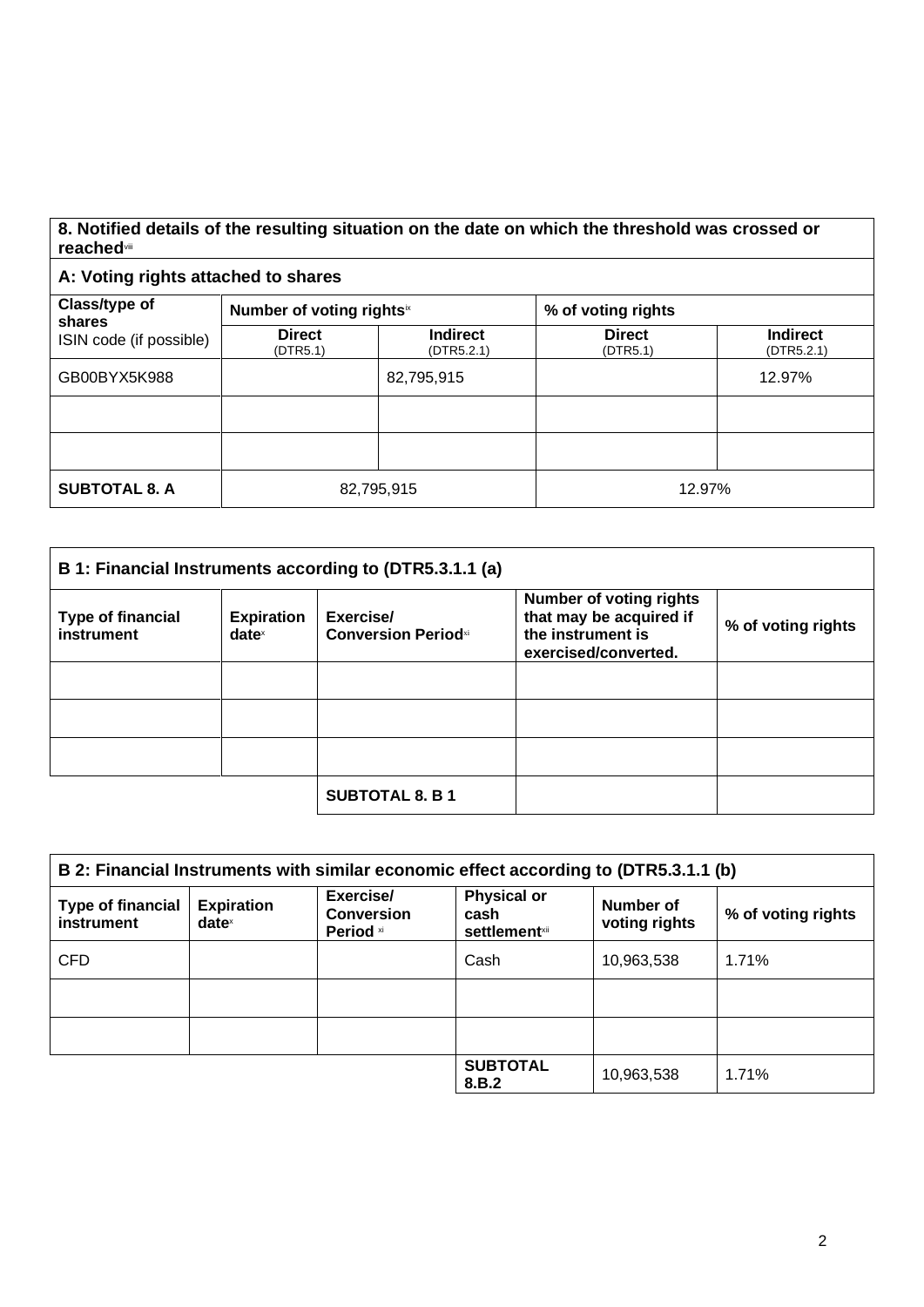| **8. Notified details of the resulting situation on the date on which the threshold was crossed or reached**[viii] | | | | |
|---|---|---|---|---|
| **A: Voting rights attached to shares** | | | | |
| **Class/type of shares** ISIN code (if possible) | **Number of voting rights**[ix] | | **% of voting rights** | |
| | **Direct** (DTR5.1) | **Indirect** (DTR5.2.1) | **Direct** (DTR5.1) | **Indirect** (DTR5.2.1) |
| GB00BYX5K988 | | 82,795,915 | | 12.97% |
| | | | | |
| | | | | |
| **SUBTOTAL 8. A** | 82,795,915 | | 12.97% | |

| **B 1: Financial Instruments according to (DTR5.3.1.1 (a)** | | | | |
|---|---|---|---|---|
| **Type of financial instrument** | **Expiration date**[x] | **Exercise/ Conversion Period**[xi] | **Number of voting rights that may be acquired if the instrument is exercised/converted.** | **% of voting rights** |
| | | | | |
| | | | | |
| | | | | |
| | | **SUBTOTAL 8. B 1** | | |

| **B 2: Financial Instruments with similar economic effect according to (DTR5.3.1.1 (b)** | | | | | |
|---|---|---|---|---|---|
| **Type of financial instrument** | **Expiration date**[x] | **Exercise/ Conversion Period**[xi] | **Physical or cash settlement**[xii] | **Number of voting rights** | **% of voting rights** |
| CFD | | | Cash | 10,963,538 | 1.71% |
| | | | | | |
| | | | | | |
| | | | **SUBTOTAL 8.B.2** | 10,963,538 | 1.71% |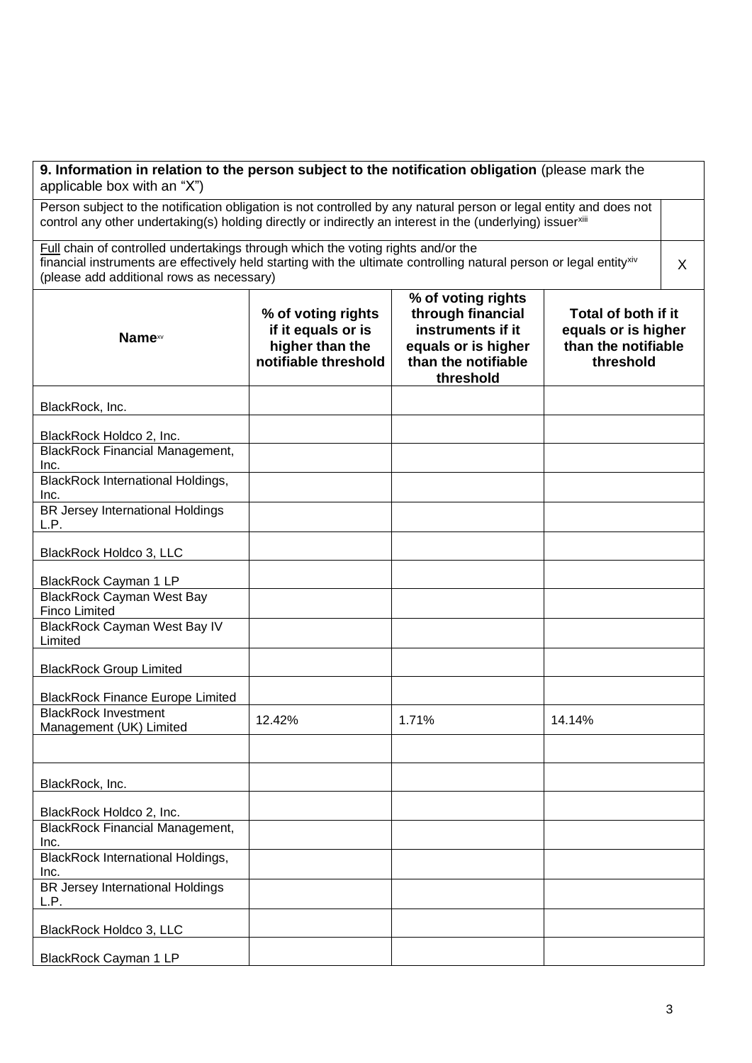| **9. Information in relation to the person subject to the notification obligation** (please mark the applicable box with an "X") | |
|---|---|
| Person subject to the notification obligation is not controlled by any natural person or legal entity and does not control any other undertaking(s) holding directly or indirectly an interest in the (underlying) issuer[xiii] | |
| Full chain of controlled undertakings through which the voting rights and/or the financial instruments are effectively held starting with the ultimate controlling natural person or legal entity[xiv] (please add additional rows as necessary) | X |

| **Name**[xv] | **% of voting rights if it equals or is higher than the notifiable threshold** | **% of voting rights through financial instruments if it equals or is higher than the notifiable threshold** | **Total of both if it equals or is higher than the notifiable threshold** |
|---|---|---|---|
| BlackRock, Inc. | | | |
| BlackRock Holdco 2, Inc. | | | |
| BlackRock Financial Management, Inc. | | | |
| BlackRock International Holdings, Inc. | | | |
| BR Jersey International Holdings L.P. | | | |
| BlackRock Holdco 3, LLC | | | |
| BlackRock Cayman 1 LP | | | |
| BlackRock Cayman West Bay Finco Limited | | | |
| BlackRock Cayman West Bay IV Limited | | | |
| BlackRock Group Limited | | | |
| BlackRock Finance Europe Limited | | | |
| BlackRock Investment Management (UK) Limited | 12.42% | 1.71% | 14.14% |
| | | | |
| BlackRock, Inc. | | | |
| BlackRock Holdco 2, Inc. | | | |
| BlackRock Financial Management, Inc. | | | |
| BlackRock International Holdings, Inc. | | | |
| BR Jersey International Holdings L.P. | | | |
| BlackRock Holdco 3, LLC | | | |
| BlackRock Cayman 1 LP | | | |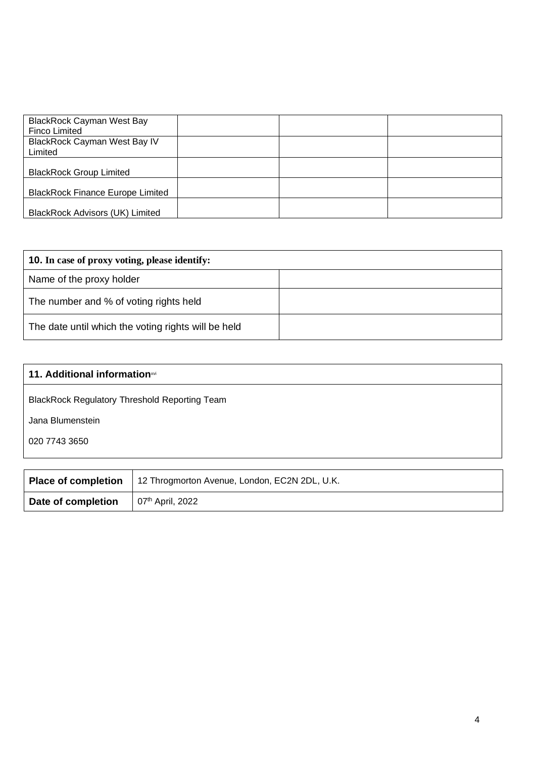| | | | |
|---|---|---|---|
| BlackRock Cayman West Bay Finco Limited | | | |
| BlackRock Cayman West Bay IV Limited | | | |
| BlackRock Group Limited | | | |
| BlackRock Finance Europe Limited | | | |
| BlackRock Advisors (UK) Limited | | | |

| **10. In case of proxy voting, please identify:** | |
|---|---|
| Name of the proxy holder | |
| The number and % of voting rights held | |
| The date until which the voting rights will be held | |

| **11. Additional information**[xvi] |
|---|
| BlackRock Regulatory Threshold Reporting Team<br><br>Jana Blumenstein<br><br>020 7743 3650 |

| | |
|---|---|
| **Place of completion** | 12 Throgmorton Avenue, London, EC2N 2DL, U.K. |
| **Date of completion** | 07th April, 2022 |